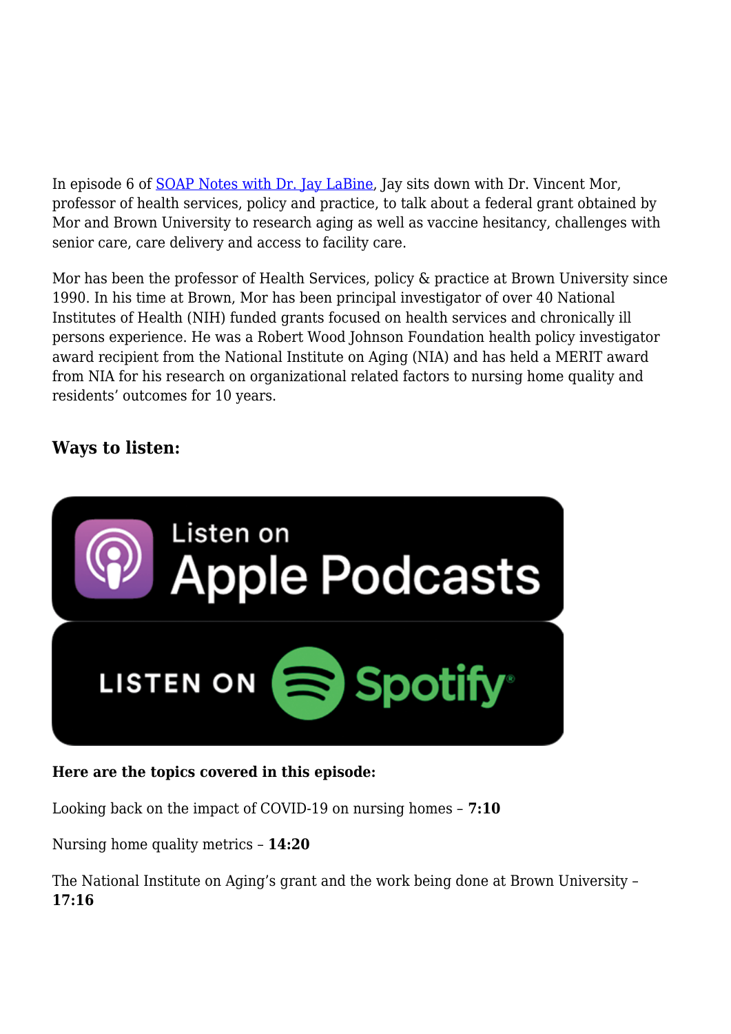In episode 6 of [SOAP Notes with Dr. Jay LaBine](), Jay sits down with Dr. Vincent Mor, professor of health services, policy and practice, to talk about a federal grant obtained by Mor and Brown University to research aging as well as vaccine hesitancy, challenges with senior care, care delivery and access to facility care.

Mor has been the professor of Health Services, policy & practice at Brown University since 1990. In his time at Brown, Mor has been principal investigator of over 40 National Institutes of Health (NIH) funded grants focused on health services and chronically ill persons experience. He was a Robert Wood Johnson Foundation health policy investigator award recipient from the National Institute on Aging (NIA) and has held a MERIT award from NIA for his research on organizational related factors to nursing home quality and residents' outcomes for 10 years.

### Ways to listen:

Listen on Apple Podcasts

LISTEN ON Spotify

**Here are the topics covered in this episode:**

Looking back on the impact of COVID-19 on nursing homes – **7:10**

Nursing home quality metrics – **14:20**

The National Institute on Aging's grant and the work being done at Brown University – **17:16**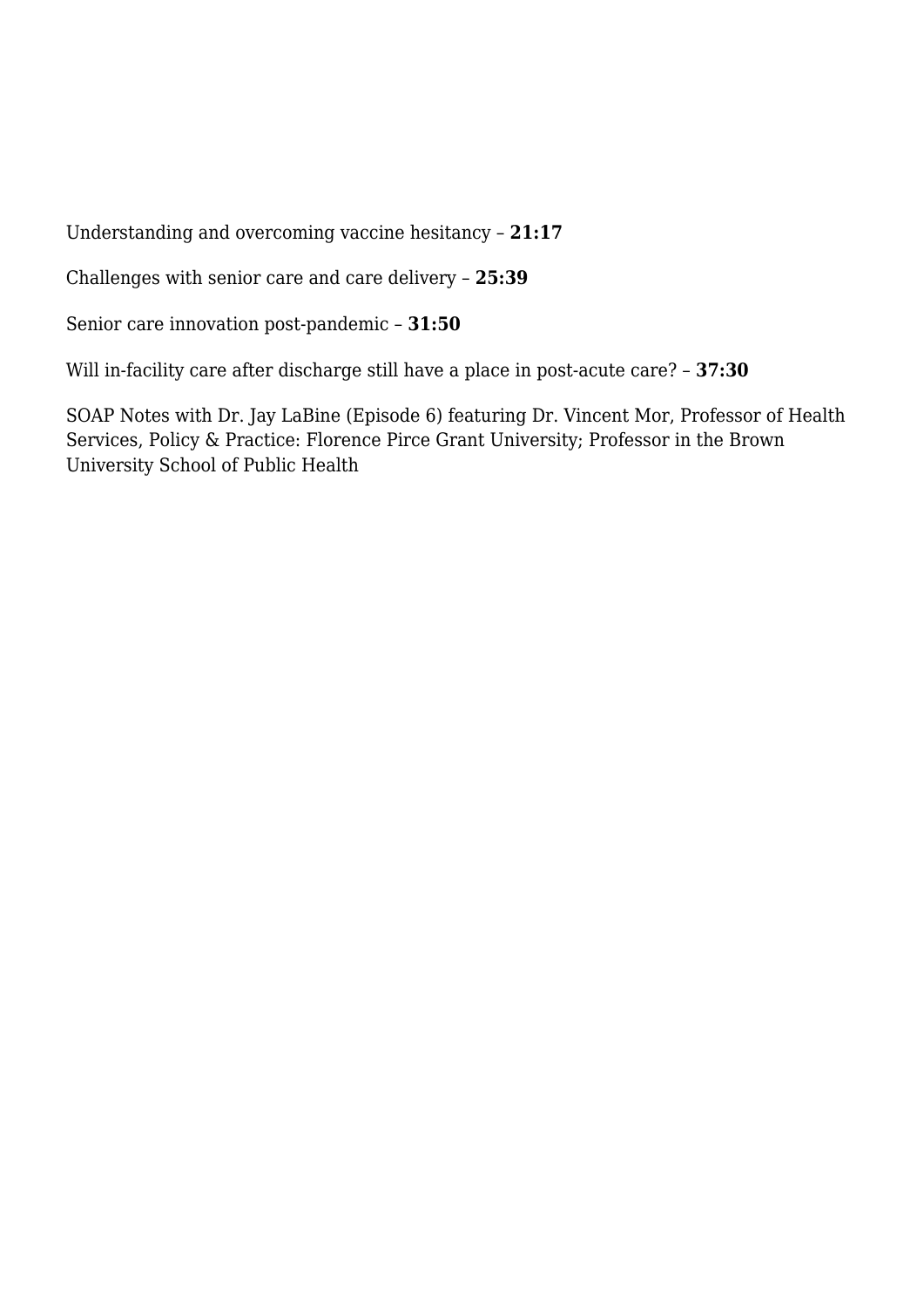Understanding and overcoming vaccine hesitancy – **21:17**

Challenges with senior care and care delivery – **25:39**

Senior care innovation post-pandemic – **31:50**

Will in-facility care after discharge still have a place in post-acute care? – **37:30**

SOAP Notes with Dr. Jay LaBine (Episode 6) featuring Dr. Vincent Mor, Professor of Health Services, Policy & Practice: Florence Pirce Grant University; Professor in the Brown University School of Public Health